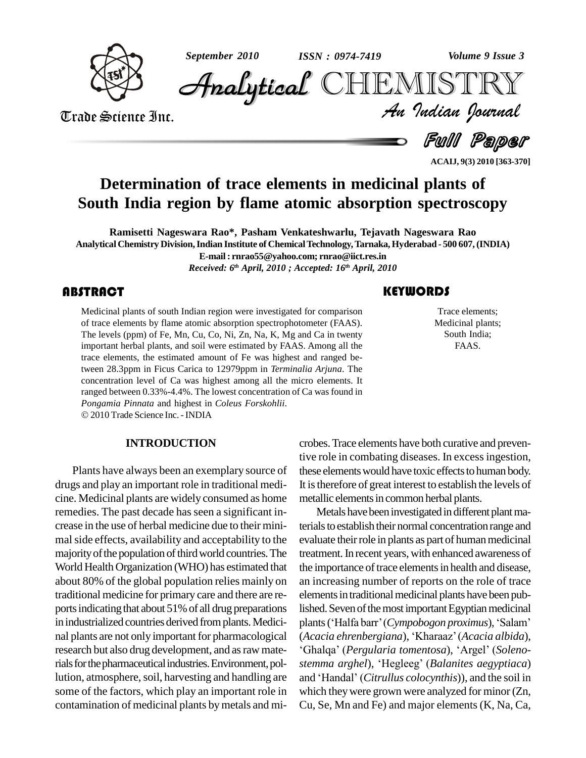# Determination of trace elements in medicinal plants of South India region by flame atomic absorption spectroscopy

**Ramisetti Nageswara Rao*, Pasham Venkateshwarlu, Tejavath Nageswara Rao**

**Analytical Chemistry Division, Indian Institute of Chemical Technology, Tarnaka, Hyderabad - 500 607, (INDIA)**

**E-mail : rnrao55@yahoo.com; rnrao@iict.res.in**

*Received: 6th April, 2010 ; Accepted: 16th April, 2010*

## ABSTRACT

Medicinal plants of south Indian region were investigated for comparison of trace elements by flame atomic absorption spectrophotometer (FAAS). The levels (ppm) of Fe, Mn, Cu, Co, Ni, Zn, Na, K, Mg and Ca in twenty important herbal plants, and soil were estimated by FAAS. Among all the trace elements, the estimated amount of Fe was highest and ranged between 28.3ppm in Ficus Carica to 12979ppm in *Terminalia Arjuna*. The concentration level of Ca was highest among all the micro elements. It ranged between 0.33%-4.4%. The lowest concentration of Ca was found in *Pongamia Pinnata* and highest in *Coleus Forskohlii*.

© 2010 Trade Science Inc. - INDIA

## KEYWORDS

Trace elements;
Medicinal plants;
South India;
FAAS.

## INTRODUCTION

Plants have always been an exemplary source of drugs and play an important role in traditional medicine. Medicinal plants are widely consumed as home remedies. The past decade has seen a significant increase in the use of herbal medicine due to their minimal side effects, availability and acceptability to the majority of the population of third world countries. The World Health Organization (WHO) has estimated that about 80% of the global population relies mainly on traditional medicine for primary care and there are reports indicating that about 51% of all drug preparations in industrialized countries derived from plants. Medicinal plants are not only important for pharmacological research but also drug development, and as raw materials for the pharmaceutical industries. Environment, pollution, atmosphere, soil, harvesting and handling are some of the factors, which play an important role in contamination of medicinal plants by metals and microbes. Trace elements have both curative and preventive role in combating diseases. In excess ingestion, these elements would have toxic effects to human body. It is therefore of great interest to establish the levels of metallic elements in common herbal plants.

Metals have been investigated in different plant materials to establish their normal concentration range and evaluate their role in plants as part of human medicinal treatment. In recent years, with enhanced awareness of the importance of trace elements in health and disease, an increasing number of reports on the role of trace elements in traditional medicinal plants have been published. Seven of the most important Egyptian medicinal plants ('Halfa barr' (*Cympobogon proximus*), 'Salam' (*Acacia ehrenbergiana*), 'Kharaaz' (*Acacia albida*), 'Ghalqa' (*Pergularia tomentosa*), 'Argel' (*Solenostemma arghel*), 'Hegleeg' (*Balanites aegyptiaca*) and 'Handal' (*Citrullus colocynthis*)), and the soil in which they were grown were analyzed for minor (Zn, Cu, Se, Mn and Fe) and major elements (K, Na, Ca,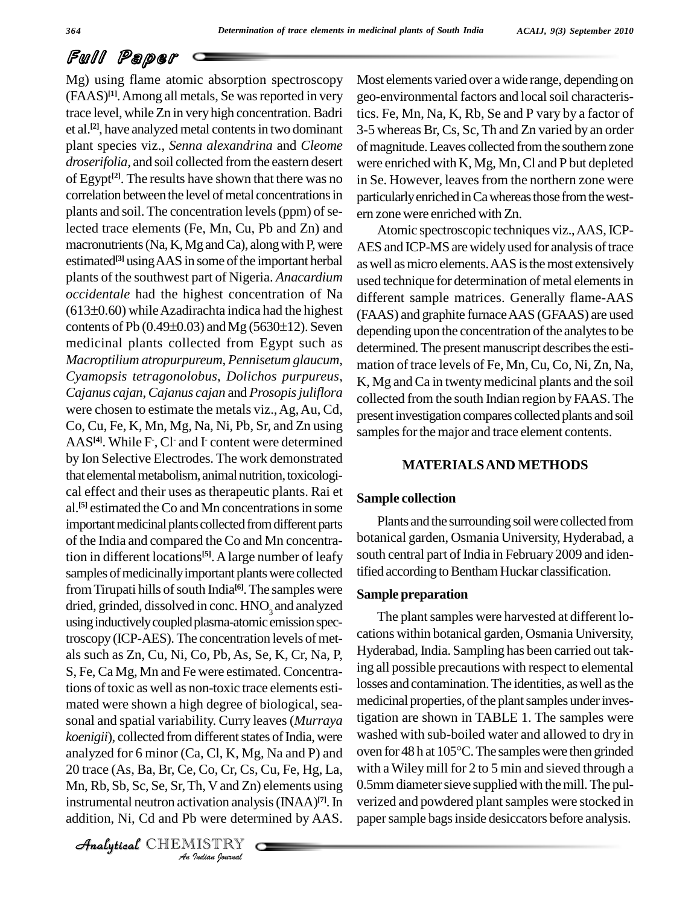Mg) using flame atomic absorption spectroscopy (FAAS)[1]. Among all metals, Se was reported in very trace level, while Zn in very high concentration. Badri et al.[2], have analyzed metal contents in two dominant plant species viz., *Senna alexandrina* and *Cleome droserifolia*, and soil collected from the eastern desert of Egypt[2]. The results have shown that there was no correlation between the level of metal concentrations in plants and soil. The concentration levels (ppm) of selected trace elements (Fe, Mn, Cu, Pb and Zn) and macronutrients (Na, K, Mg and Ca), along with P, were estimated[3] using AAS in some of the important herbal plants of the southwest part of Nigeria. *Anacardium occidentale* had the highest concentration of Na (613±0.60) while Azadirachta indica had the highest contents of Pb (0.49±0.03) and Mg (5630±12). Seven medicinal plants collected from Egypt such as *Macroptilium atropurpureum*, *Pennisetum glaucum*, *Cyamopsis tetragonolobus*, *Dolichos purpureus*, *Cajanus cajan*, *Cajanus cajan* and *Prosopis juliflora* were chosen to estimate the metals viz., Ag, Au, Cd, Co, Cu, Fe, K, Mn, Mg, Na, Ni, Pb, Sr, and Zn using AAS[4]. While $F^-$, $Cl^-$ and $I^-$ content were determined by Ion Selective Electrodes. The work demonstrated that elemental metabolism, animal nutrition, toxicological effect and their uses as therapeutic plants. Rai et al.[5] estimated the Co and Mn concentrations in some important medicinal plants collected from different parts of the India and compared the Co and Mn concentration in different locations[5]. A large number of leafy samples of medicinally important plants were collected from Tirupati hills of south India[6]. The samples were dried, grinded, dissolved in conc. $HNO_3$ and analyzed using inductively coupled plasma-atomic emission spectroscopy (ICP-AES). The concentration levels of metals such as Zn, Cu, Ni, Co, Pb, As, Se, K, Cr, Na, P, S, Fe, Ca Mg, Mn and Fe were estimated. Concentrations of toxic as well as non-toxic trace elements estimated were shown a high degree of biological, seasonal and spatial variability. Curry leaves (*Murraya koenigii*), collected from different states of India, were analyzed for 6 minor (Ca, Cl, K, Mg, Na and P) and 20 trace (As, Ba, Br, Ce, Co, Cr, Cs, Cu, Fe, Hg, La, Mn, Rb, Sb, Sc, Se, Sr, Th, V and Zn) elements using instrumental neutron activation analysis (INAA)[7]. In addition, Ni, Cd and Pb were determined by AAS. Most elements varied over a wide range, depending on geo-environmental factors and local soil characteristics. Fe, Mn, Na, K, Rb, Se and P vary by a factor of 3-5 whereas Br, Cs, Sc, Th and Zn varied by an order of magnitude. Leaves collected from the southern zone were enriched with K, Mg, Mn, Cl and P but depleted in Se. However, leaves from the northern zone were particularly enriched in Ca whereas those from the western zone were enriched with Zn.

Atomic spectroscopic techniques viz., AAS, ICP-AES and ICP-MS are widely used for analysis of trace as well as micro elements. AAS is the most extensively used technique for determination of metal elements in different sample matrices. Generally flame-AAS (FAAS) and graphite furnace AAS (GFAAS) are used depending upon the concentration of the analytes to be determined. The present manuscript describes the estimation of trace levels of Fe, Mn, Cu, Co, Ni, Zn, Na, K, Mg and Ca in twenty medicinal plants and the soil collected from the south Indian region by FAAS. The present investigation compares collected plants and soil samples for the major and trace element contents.

## MATERIALS AND METHODS

### Sample collection

Plants and the surrounding soil were collected from botanical garden, Osmania University, Hyderabad, a south central part of India in February 2009 and identified according to Bentham Huckar classification.

### Sample preparation

The plant samples were harvested at different locations within botanical garden, Osmania University, Hyderabad, India. Sampling has been carried out taking all possible precautions with respect to elemental losses and contamination. The identities, as well as the medicinal properties, of the plant samples under investigation are shown in TABLE 1. The samples were washed with sub-boiled water and allowed to dry in oven for 48 h at 105°C. The samples were then grinded with a Wiley mill for 2 to 5 min and sieved through a 0.5mm diameter sieve supplied with the mill. The pulverized and powdered plant samples were stocked in paper sample bags inside desiccators before analysis.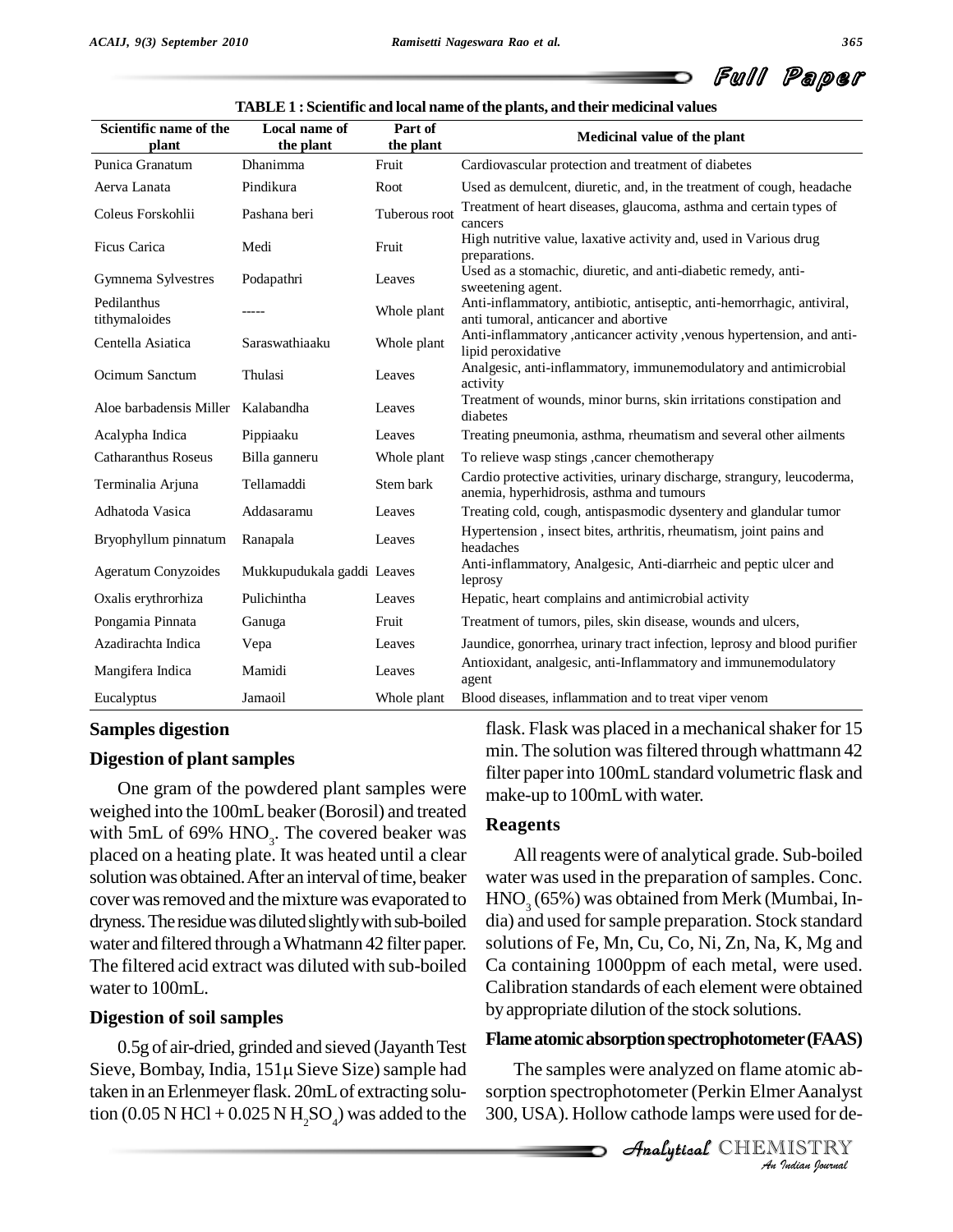**TABLE 1 : Scientific and local name of the plants, and their medicinal values**

| Scientific name of the plant | Local name of the plant | Part of the plant | Medicinal value of the plant |
|---|---|---|---|
| Punica Granatum | Dhanimma | Fruit | Cardiovascular protection and treatment of diabetes |
| Aerva Lanata | Pindikura | Root | Used as demulcent, diuretic, and, in the treatment of cough, headache |
| Coleus Forskohlii | Pashana beri | Tuberous root | Treatment of heart diseases, glaucoma, asthma and certain types of cancers |
| Ficus Carica | Medi | Fruit | High nutritive value, laxative activity and, used in Various drug preparations. |
| Gymnema Sylvestres | Podapathri | Leaves | Used as a stomachic, diuretic, and anti-diabetic remedy, anti-sweetening agent. |
| Pedilanthus tithymaloides | ----- | Whole plant | Anti-inflammatory, antibiotic, antiseptic, anti-hemorrhagic, antiviral, anti tumoral, anticancer and abortive |
| Centella Asiatica | Saraswathiaaku | Whole plant | Anti-inflammatory ,anticancer activity ,venous hypertension, and anti-lipid peroxidative |
| Ocimum Sanctum | Thulasi | Leaves | Analgesic, anti-inflammatory, immunemodulatory and antimicrobial activity |
| Aloe barbadensis Miller | Kalabandha | Leaves | Treatment of wounds, minor burns, skin irritations constipation and diabetes |
| Acalypha Indica | Pippiaaku | Leaves | Treating pneumonia, asthma, rheumatism and several other ailments |
| Catharanthus Roseus | Billa ganneru | Whole plant | To relieve wasp stings ,cancer chemotherapy |
| Terminalia Arjuna | Tellamaddi | Stem bark | Cardio protective activities, urinary discharge, strangury, leucoderma, anemia, hyperhidrosis, asthma and tumours |
| Adhatoda Vasica | Addasaramu | Leaves | Treating cold, cough, antispasmodic dysentery and glandular tumor |
| Bryophyllum pinnatum | Ranapala | Leaves | Hypertension , insect bites, arthritis, rheumatism, joint pains and headaches |
| Ageratum Conyzoides | Mukkupudukala gaddi | Leaves | Anti-inflammatory, Analgesic, Anti-diarrheic and peptic ulcer and leprosy |
| Oxalis erythrorhiza | Pulichintha | Leaves | Hepatic, heart complains and antimicrobial activity |
| Pongamia Pinnata | Ganuga | Fruit | Treatment of tumors, piles, skin disease, wounds and ulcers, |
| Azadirachta Indica | Vepa | Leaves | Jaundice, gonorrhea, urinary tract infection, leprosy and blood purifier |
| Mangifera Indica | Mamidi | Leaves | Antioxidant, analgesic, anti-Inflammatory and immunemodulatory agent |
| Eucalyptus | Jamaoil | Whole plant | Blood diseases, inflammation and to treat viper venom |

## Samples digestion

### Digestion of plant samples

One gram of the powdered plant samples were weighed into the 100mL beaker (Borosil) and treated with 5mL of 69% $HNO_3$. The covered beaker was placed on a heating plate. It was heated until a clear solution was obtained. After an interval of time, beaker cover was removed and the mixture was evaporated to dryness. The residue was diluted slightly with sub-boiled water and filtered through a Whatmann 42 filter paper. The filtered acid extract was diluted with sub-boiled water to 100mL.

### Digestion of soil samples

0.5g of air-dried, grinded and sieved (Jayanth Test Sieve, Bombay, India, 151µ Sieve Size) sample had taken in an Erlenmeyer flask. 20mL of extracting solution (0.05 N HCl + 0.025 N $H_2SO_4$) was added to the flask. Flask was placed in a mechanical shaker for 15 min. The solution was filtered through whattmann 42 filter paper into 100mL standard volumetric flask and make-up to 100mL with water.

## Reagents

All reagents were of analytical grade. Sub-boiled water was used in the preparation of samples. Conc. $HNO_3$ (65%) was obtained from Merk (Mumbai, India) and used for sample preparation. Stock standard solutions of Fe, Mn, Cu, Co, Ni, Zn, Na, K, Mg and Ca containing 1000ppm of each metal, were used. Calibration standards of each element were obtained by appropriate dilution of the stock solutions.

### Flame atomic absorption spectrophotometer (FAAS)

The samples were analyzed on flame atomic absorption spectrophotometer (Perkin Elmer Aanalyst 300, USA). Hollow cathode lamps were used for de-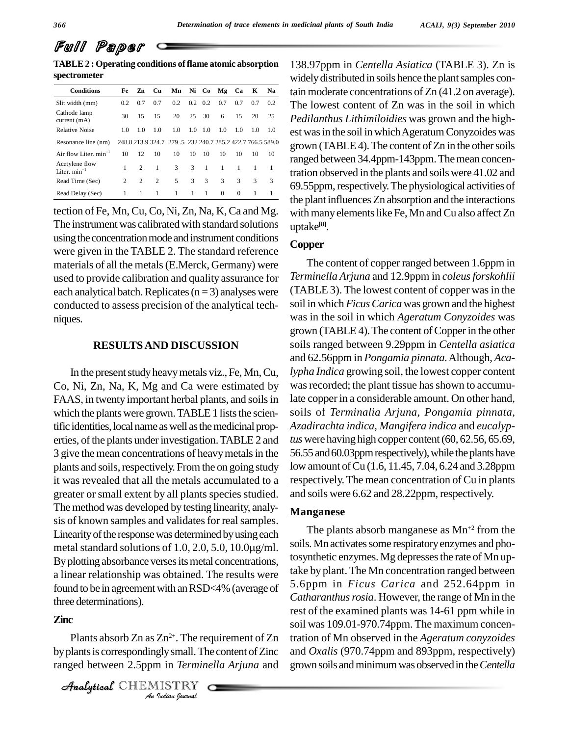**TABLE 2 : Operating conditions of flame atomic absorption spectrometer**

| Conditions | Fe | Zn | Cu | Mn | Ni | Co | Mg | Ca | K | Na |
|---|---|---|---|---|---|---|---|---|---|---|
| Slit width (mm) | 0.2 | 0.7 | 0.7 | 0.2 | 0.2 | 0.2 | 0.7 | 0.7 | 0.7 | 0.2 |
| Cathode lamp current (mA) | 30 | 15 | 15 | 20 | 25 | 30 | 6 | 15 | 20 | 25 |
| Relative Noise | 1.0 | 1.0 | 1.0 | 1.0 | 1.0 | 1.0 | 1.0 | 1.0 | 1.0 | 1.0 |
| Resonance line (nm) | 248.8 | 213.9 | 324.7 | 279 .5 | 232 | 240.7 | 285.2 | 422.7 | 766.5 | 589.0 |
| Air flow Liter. $min^{-1}$ | 10 | 12 | 10 | 10 | 10 | 10 | 10 | 10 | 10 | 10 |
| Acetylene flow Liter. $min^{-1}$ | 1 | 2 | 1 | 3 | 3 | 1 | 1 | 1 | 1 | 1 |
| Read Time (Sec) | 2 | 2 | 2 | 5 | 3 | 3 | 3 | 3 | 3 | 3 |
| Read Delay (Sec) | 1 | 1 | 1 | 1 | 1 | 1 | 0 | 0 | 1 | 1 |

tection of Fe, Mn, Cu, Co, Ni, Zn, Na, K, Ca and Mg. The instrument was calibrated with standard solutions using the concentration mode and instrument conditions were given in the TABLE 2. The standard reference materials of all the metals (E.Merck, Germany) were used to provide calibration and quality assurance for each analytical batch. Replicates (n = 3) analyses were conducted to assess precision of the analytical techniques.

## RESULTS AND DISCUSSION

In the present study heavy metals viz., Fe, Mn, Cu, Co, Ni, Zn, Na, K, Mg and Ca were estimated by FAAS, in twenty important herbal plants, and soils in which the plants were grown. TABLE 1 lists the scientific identities, local name as well as the medicinal properties, of the plants under investigation. TABLE 2 and 3 give the mean concentrations of heavy metals in the plants and soils, respectively. From the on going study it was revealed that all the metals accumulated to a greater or small extent by all plants species studied. The method was developed by testing linearity, analysis of known samples and validates for real samples. Linearity of the response was determined by using each metal standard solutions of 1.0, 2.0, 5.0, 10.0μg/ml. By plotting absorbance verses its metal concentrations, a linear relationship was obtained. The results were found to be in agreement with an RSD<4% (average of three determinations).

### Zinc

Plants absorb Zn as $Zn^{2+}$. The requirement of Zn by plants is correspondingly small. The content of Zinc ranged between 2.5ppm in *Terminella Arjuna* and 138.97ppm in *Centella Asiatica* (TABLE 3). Zn is widely distributed in soils hence the plant samples contain moderate concentrations of Zn (41.2 on average). The lowest content of Zn was in the soil in which *Pedilanthus Lithimiloidies* was grown and the highest was in the soil in which Ageratum Conyzoides was grown (TABLE 4). The content of Zn in the other soils ranged between 34.4ppm-143ppm. The mean concentration observed in the plants and soils were 41.02 and 69.55ppm, respectively. The physiological activities of the plant influences Zn absorption and the interactions with many elements like Fe, Mn and Cu also affect Zn uptake[8].

### Copper

The content of copper ranged between 1.6ppm in *Terminella Arjuna* and 12.9ppm in *coleus forskohlii* (TABLE 3). The lowest content of copper was in the soil in which *Ficus Carica* was grown and the highest was in the soil in which *Ageratum Conyzoides* was grown (TABLE 4). The content of Copper in the other soils ranged between 9.29ppm in *Centella asiatica* and 62.56ppm in *Pongamia pinnata*. Although, *Acalypha Indica* growing soil, the lowest copper content was recorded; the plant tissue has shown to accumulate copper in a considerable amount. On other hand, soils of *Terminalia Arjuna, Pongamia pinnata, Azadirachta indica, Mangifera indica* and *eucalyptus* were having high copper content (60, 62.56, 65.69, 56.55 and 60.03ppm respectively), while the plants have low amount of Cu (1.6, 11.45, 7.04, 6.24 and 3.28ppm respectively. The mean concentration of Cu in plants and soils were 6.62 and 28.22ppm, respectively.

### Manganese

The plants absorb manganese as $Mn^{+2}$ from the soils. Mn activates some respiratory enzymes and photosynthetic enzymes. Mg depresses the rate of Mn uptake by plant. The Mn concentration ranged between 5.6ppm in *Ficus Carica* and 252.64ppm in *Catharanthus rosia*. However, the range of Mn in the rest of the examined plants was 14-61 ppm while in soil was 109.01-970.74ppm. The maximum concentration of Mn observed in the *Ageratum conyzoides* and *Oxalis* (970.74ppm and 893ppm, respectively) grown soils and minimum was observed in the *Centella*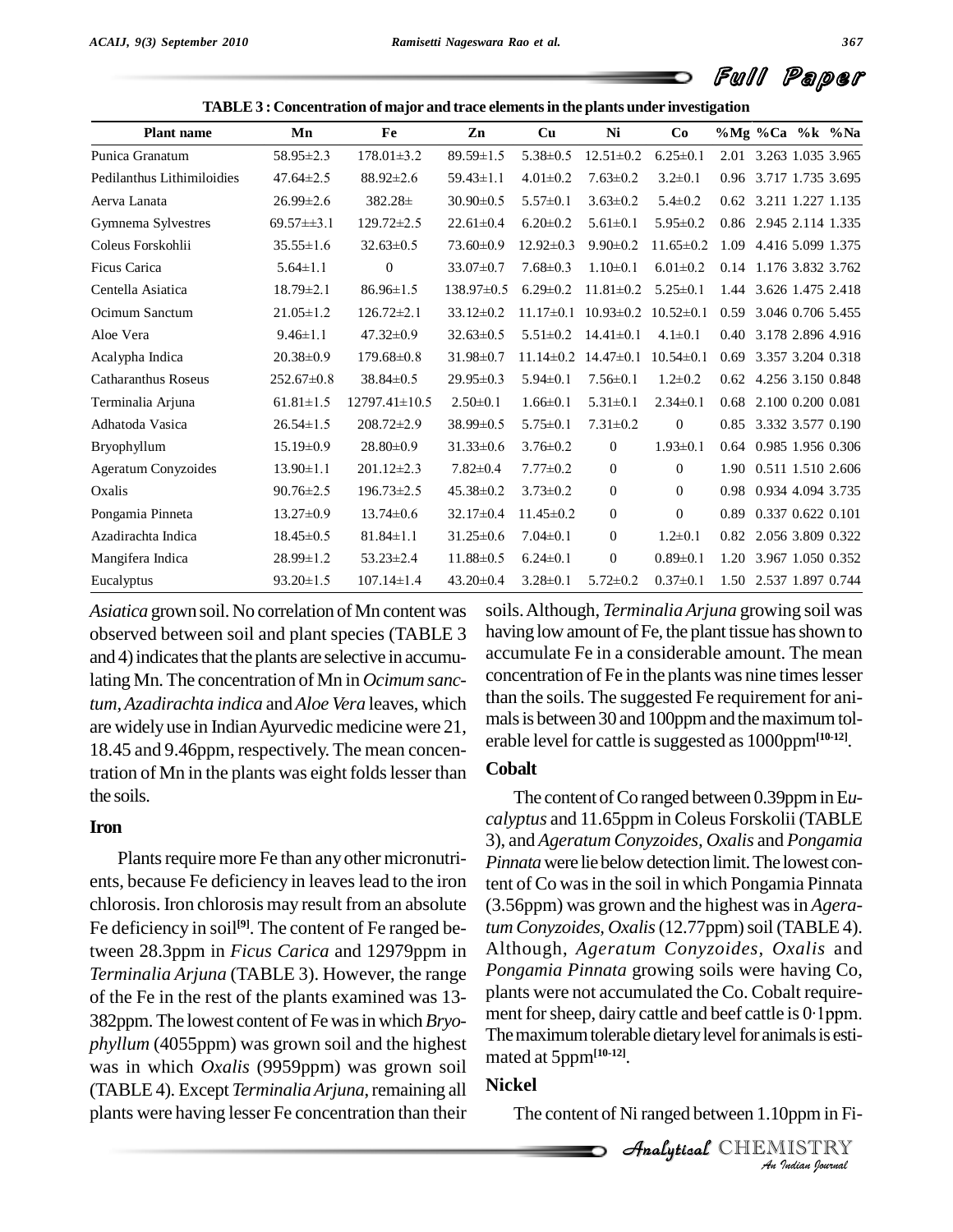**TABLE 3 : Concentration of major and trace elements in the plants under investigation**

| Plant name | Mn | Fe | Zn | Cu | Ni | Co | %Mg | %Ca | %k | %Na |
|---|---|---|---|---|---|---|---|---|---|---|
| Punica Granatum | 58.95±2.3 | 178.01±3.2 | 89.59±1.5 | 5.38±0.5 | 12.51±0.2 | 6.25±0.1 | 2.01 | 3.263 | 1.035 | 3.965 |
| Pedilanthus Lithimiloidies | 47.64±2.5 | 88.92±2.6 | 59.43±1.1 | 4.01±0.2 | 7.63±0.2 | 3.2±0.1 | 0.96 | 3.717 | 1.735 | 3.695 |
| Aerva Lanata | 26.99±2.6 | 382.28± | 30.90±0.5 | 5.57±0.1 | 3.63±0.2 | 5.4±0.2 | 0.62 | 3.211 | 1.227 | 1.135 |
| Gymnema Sylvestres | 69.57±±3.1 | 129.72±2.5 | 22.61±0.4 | 6.20±0.2 | 5.61±0.1 | 5.95±0.2 | 0.86 | 2.945 | 2.114 | 1.335 |
| Coleus Forskohlii | 35.55±1.6 | 32.63±0.5 | 73.60±0.9 | 12.92±0.3 | 9.90±0.2 | 11.65±0.2 | 1.09 | 4.416 | 5.099 | 1.375 |
| Ficus Carica | 5.64±1.1 | 0 | 33.07±0.7 | 7.68±0.3 | 1.10±0.1 | 6.01±0.2 | 0.14 | 1.176 | 3.832 | 3.762 |
| Centella Asiatica | 18.79±2.1 | 86.96±1.5 | 138.97±0.5 | 6.29±0.2 | 11.81±0.2 | 5.25±0.1 | 1.44 | 3.626 | 1.475 | 2.418 |
| Ocimum Sanctum | 21.05±1.2 | 126.72±2.1 | 33.12±0.2 | 11.17±0.1 | 10.93±0.2 | 10.52±0.1 | 0.59 | 3.046 | 0.706 | 5.455 |
| Aloe Vera | 9.46±1.1 | 47.32±0.9 | 32.63±0.5 | 5.51±0.2 | 14.41±0.1 | 4.1±0.1 | 0.40 | 3.178 | 2.896 | 4.916 |
| Acalypha Indica | 20.38±0.9 | 179.68±0.8 | 31.98±0.7 | 11.14±0.2 | 14.47±0.1 | 10.54±0.1 | 0.69 | 3.357 | 3.204 | 0.318 |
| Catharanthus Roseus | 252.67±0.8 | 38.84±0.5 | 29.95±0.3 | 5.94±0.1 | 7.56±0.1 | 1.2±0.2 | 0.62 | 4.256 | 3.150 | 0.848 |
| Terminalia Arjuna | 61.81±1.5 | 12797.41±10.5 | 2.50±0.1 | 1.66±0.1 | 5.31±0.1 | 2.34±0.1 | 0.68 | 2.100 | 0.200 | 0.081 |
| Adhatoda Vasica | 26.54±1.5 | 208.72±2.9 | 38.99±0.5 | 5.75±0.1 | 7.31±0.2 | 0 | 0.85 | 3.332 | 3.577 | 0.190 |
| Bryophyllum | 15.19±0.9 | 28.80±0.9 | 31.33±0.6 | 3.76±0.2 | 0 | 1.93±0.1 | 0.64 | 0.985 | 1.956 | 0.306 |
| Ageratum Conyzoides | 13.90±1.1 | 201.12±2.3 | 7.82±0.4 | 7.77±0.2 | 0 | 0 | 1.90 | 0.511 | 1.510 | 2.606 |
| Oxalis | 90.76±2.5 | 196.73±2.5 | 45.38±0.2 | 3.73±0.2 | 0 | 0 | 0.98 | 0.934 | 4.094 | 3.735 |
| Pongamia Pinneta | 13.27±0.9 | 13.74±0.6 | 32.17±0.4 | 11.45±0.2 | 0 | 0 | 0.89 | 0.337 | 0.622 | 0.101 |
| Azadirachta Indica | 18.45±0.5 | 81.84±1.1 | 31.25±0.6 | 7.04±0.1 | 0 | 1.2±0.1 | 0.82 | 2.056 | 3.809 | 0.322 |
| Mangifera Indica | 28.99±1.2 | 53.23±2.4 | 11.88±0.5 | 6.24±0.1 | 0 | 0.89±0.1 | 1.20 | 3.967 | 1.050 | 0.352 |
| Eucalyptus | 93.20±1.5 | 107.14±1.4 | 43.20±0.4 | 3.28±0.1 | 5.72±0.2 | 0.37±0.1 | 1.50 | 2.537 | 1.897 | 0.744 |

*Asiatica* grown soil. No correlation of Mn content was observed between soil and plant species (TABLE 3 and 4) indicates that the plants are selective in accumulating Mn. The concentration of Mn in *Ocimum sanctum*, *Azadirachta indica* and *Aloe Vera* leaves, which are widely use in Indian Ayurvedic medicine were 21, 18.45 and 9.46ppm, respectively. The mean concentration of Mn in the plants was eight folds lesser than the soils.

### Iron

Plants require more Fe than any other micronutrients, because Fe deficiency in leaves lead to the iron chlorosis. Iron chlorosis may result from an absolute Fe deficiency in soil[9]. The content of Fe ranged between 28.3ppm in *Ficus Carica* and 12979ppm in *Terminalia Arjuna* (TABLE 3). However, the range of the Fe in the rest of the plants examined was 13-382ppm. The lowest content of Fe was in which *Bryophyllum* (4055ppm) was grown soil and the highest was in which *Oxalis* (9959ppm) was grown soil (TABLE 4). Except *Terminalia Arjuna*, remaining all plants were having lesser Fe concentration than their soils. Although, *Terminalia Arjuna* growing soil was having low amount of Fe, the plant tissue has shown to accumulate Fe in a considerable amount. The mean concentration of Fe in the plants was nine times lesser than the soils. The suggested Fe requirement for animals is between 30 and 100ppm and the maximum tolerable level for cattle is suggested as 1000ppm[10-12].

### Cobalt

The content of Co ranged between 0.39ppm in *Eucalyptus* and 11.65ppm in Coleus Forskolii (TABLE 3), and *Ageratum Conyzoides*, *Oxalis* and *Pongamia Pinnata* were lie below detection limit. The lowest content of Co was in the soil in which Pongamia Pinnata (3.56ppm) was grown and the highest was in *Ageratum Conyzoides, Oxalis* (12.77ppm) soil (TABLE 4). Although, *Ageratum Conyzoides*, *Oxalis* and *Pongamia Pinnata* growing soils were having Co, plants were not accumulated the Co. Cobalt requirement for sheep, dairy cattle and beef cattle is 0·1ppm. The maximum tolerable dietary level for animals is estimated at 5ppm[10-12].

### Nickel

The content of Ni ranged between 1.10ppm in Fi-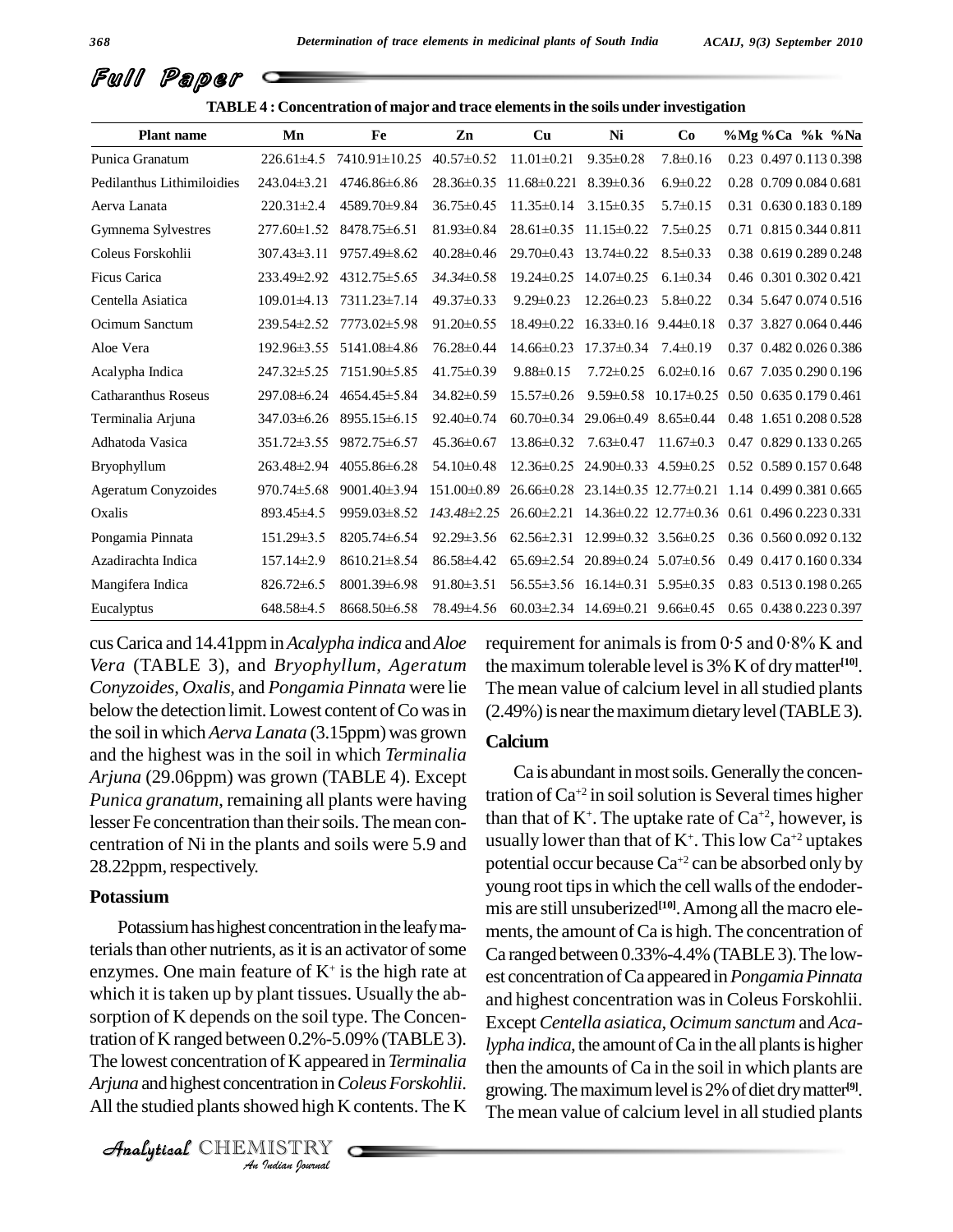**TABLE 4 : Concentration of major and trace elements in the soils under investigation**

| Plant name | Mn | Fe | Zn | Cu | Ni | Co | %Mg | %Ca | %k | %Na |
|---|---|---|---|---|---|---|---|---|---|---|
| Punica Granatum | 226.61±4.5 | 7410.91±10.25 | 40.57±0.52 | 11.01±0.21 | 9.35±0.28 | 7.8±0.16 | 0.23 | 0.497 | 0.113 | 0.398 |
| Pedilanthus Lithimiloidies | 243.04±3.21 | 4746.86±6.86 | 28.36±0.35 | 11.68±0.221 | 8.39±0.36 | 6.9±0.22 | 0.28 | 0.709 | 0.084 | 0.681 |
| Aerva Lanata | 220.31±2.4 | 4589.70±9.84 | 36.75±0.45 | 11.35±0.14 | 3.15±0.35 | 5.7±0.15 | 0.31 | 0.630 | 0.183 | 0.189 |
| Gymnema Sylvestres | 277.60±1.52 | 8478.75±6.51 | 81.93±0.84 | 28.61±0.35 | 11.15±0.22 | 7.5±0.25 | 0.71 | 0.815 | 0.344 | 0.811 |
| Coleus Forskohlii | 307.43±3.11 | 9757.49±8.62 | 40.28±0.46 | 29.70±0.43 | 13.74±0.22 | 8.5±0.33 | 0.38 | 0.619 | 0.289 | 0.248 |
| Ficus Carica | 233.49±2.92 | 4312.75±5.65 | *34.34*±0.58 | 19.24±0.25 | 14.07±0.25 | 6.1±0.34 | 0.46 | 0.301 | 0.302 | 0.421 |
| Centella Asiatica | 109.01±4.13 | 7311.23±7.14 | 49.37±0.33 | 9.29±0.23 | 12.26±0.23 | 5.8±0.22 | 0.34 | 5.647 | 0.074 | 0.516 |
| Ocimum Sanctum | 239.54±2.52 | 7773.02±5.98 | 91.20±0.55 | 18.49±0.22 | 16.33±0.16 | 9.44±0.18 | 0.37 | 3.827 | 0.064 | 0.446 |
| Aloe Vera | 192.96±3.55 | 5141.08±4.86 | 76.28±0.44 | 14.66±0.23 | 17.37±0.34 | 7.4±0.19 | 0.37 | 0.482 | 0.026 | 0.386 |
| Acalypha Indica | 247.32±5.25 | 7151.90±5.85 | 41.75±0.39 | 9.88±0.15 | 7.72±0.25 | 6.02±0.16 | 0.67 | 7.035 | 0.290 | 0.196 |
| Catharanthus Roseus | 297.08±6.24 | 4654.45±5.84 | 34.82±0.59 | 15.57±0.26 | 9.59±0.58 | 10.17±0.25 | 0.50 | 0.635 | 0.179 | 0.461 |
| Terminalia Arjuna | 347.03±6.26 | 8955.15±6.15 | 92.40±0.74 | 60.70±0.34 | 29.06±0.49 | 8.65±0.44 | 0.48 | 1.651 | 0.208 | 0.528 |
| Adhatoda Vasica | 351.72±3.55 | 9872.75±6.57 | 45.36±0.67 | 13.86±0.32 | 7.63±0.47 | 11.67±0.3 | 0.47 | 0.829 | 0.133 | 0.265 |
| Bryophyllum | 263.48±2.94 | 4055.86±6.28 | 54.10±0.48 | 12.36±0.25 | 24.90±0.33 | 4.59±0.25 | 0.52 | 0.589 | 0.157 | 0.648 |
| Ageratum Conyzoides | 970.74±5.68 | 9001.40±3.94 | 151.00±0.89 | 26.66±0.28 | 23.14±0.35 | 12.77±0.21 | 1.14 | 0.499 | 0.381 | 0.665 |
| Oxalis | 893.45±4.5 | 9959.03±8.52 | *143.48*±2.25 | 26.60±2.21 | 14.36±0.22 | 12.77±0.36 | 0.61 | 0.496 | 0.223 | 0.331 |
| Pongamia Pinnata | 151.29±3.5 | 8205.74±6.54 | 92.29±3.56 | 62.56±2.31 | 12.99±0.32 | 3.56±0.25 | 0.36 | 0.560 | 0.092 | 0.132 |
| Azadirachta Indica | 157.14±2.9 | 8610.21±8.54 | 86.58±4.42 | 65.69±2.54 | 20.89±0.24 | 5.07±0.56 | 0.49 | 0.417 | 0.160 | 0.334 |
| Mangifera Indica | 826.72±6.5 | 8001.39±6.98 | 91.80±3.51 | 56.55±3.56 | 16.14±0.31 | 5.95±0.35 | 0.83 | 0.513 | 0.198 | 0.265 |
| Eucalyptus | 648.58±4.5 | 8668.50±6.58 | 78.49±4.56 | 60.03±2.34 | 14.69±0.21 | 9.66±0.45 | 0.65 | 0.438 | 0.223 | 0.397 |

cus Carica and 14.41ppm in *Acalypha indica* and *Aloe Vera* (TABLE 3), and *Bryophyllum, Ageratum Conyzoides, Oxalis,* and *Pongamia Pinnata* were lie below the detection limit. Lowest content of Co was in the soil in which *Aerva Lanata* (3.15ppm) was grown and the highest was in the soil in which *Terminalia Arjuna* (29.06ppm) was grown (TABLE 4). Except *Punica granatum*, remaining all plants were having lesser Fe concentration than their soils. The mean concentration of Ni in the plants and soils were 5.9 and 28.22ppm, respectively.

## Potassium

Potassium has highest concentration in the leafy materials than other nutrients, as it is an activator of some enzymes. One main feature of $K^+$ is the high rate at which it is taken up by plant tissues. Usually the absorption of K depends on the soil type. The Concentration of K ranged between 0.2%-5.09% (TABLE 3). The lowest concentration of K appeared in *Terminalia Arjuna* and highest concentration in *Coleus Forskohlii*. All the studied plants showed high K contents. The K requirement for animals is from 0·5 and 0·8% K and the maximum tolerable level is 3% K of dry matter[10]. The mean value of calcium level in all studied plants (2.49%) is near the maximum dietary level (TABLE 3).

## Calcium

Ca is abundant in most soils. Generally the concentration of $Ca^{+2}$ in soil solution is Several times higher than that of $K^+$. The uptake rate of $Ca^{+2}$, however, is usually lower than that of $K^+$. This low $Ca^{+2}$ uptakes potential occur because $Ca^{+2}$ can be absorbed only by young root tips in which the cell walls of the endodermis are still unsuberized[10]. Among all the macro elements, the amount of Ca is high. The concentration of Ca ranged between 0.33%-4.4% (TABLE 3). The lowest concentration of Ca appeared in *Pongamia Pinnata* and highest concentration was in Coleus Forskohlii. Except *Centella asiatica*, *Ocimum sanctum* and *Acalypha indica*, the amount of Ca in the all plants is higher then the amounts of Ca in the soil in which plants are growing. The maximum level is 2% of diet dry matter[9]. The mean value of calcium level in all studied plants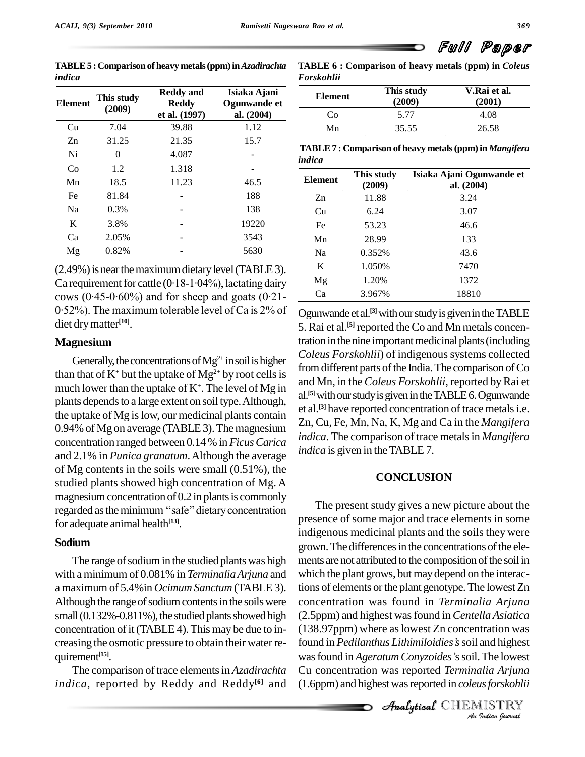**TABLE 5 : Comparison of heavy metals (ppm) in *Azadirachta indica***

| Element | This study (2009) | Reddy and Reddy et al. (1997) | Isiaka Ajani Ogunwande et al. (2004) |
|---|---|---|---|
| Cu | 7.04 | 39.88 | 1.12 |
| Zn | 31.25 | 21.35 | 15.7 |
| Ni | 0 | 4.087 | - |
| Co | 1.2 | 1.318 | - |
| Mn | 18.5 | 11.23 | 46.5 |
| Fe | 81.84 | - | 188 |
| Na | 0.3% | - | 138 |
| K | 3.8% | - | 19220 |
| Ca | 2.05% | - | 3543 |
| Mg | 0.82% | - | 5630 |

(2.49%) is near the maximum dietary level (TABLE 3). Ca requirement for cattle (0·18-1·04%), lactating dairy cows (0·45-0·60%) and for sheep and goats (0·21-0·52%). The maximum tolerable level of Ca is 2% of diet dry matter[10].

## Magnesium

Generally, the concentrations of $Mg^{2+}$ in soil is higher than that of $K^+$ but the uptake of $Mg^{2+}$ by root cells is much lower than the uptake of $K^+$. The level of Mg in plants depends to a large extent on soil type. Although, the uptake of Mg is low, our medicinal plants contain 0.94% of Mg on average (TABLE 3). The magnesium concentration ranged between 0.14 % in *Ficus Carica* and 2.1% in *Punica granatum*. Although the average of Mg contents in the soils were small (0.51%), the studied plants showed high concentration of Mg. A magnesium concentration of 0.2 in plants is commonly regarded as the minimum "safe" dietary concentration for adequate animal health[13].

## Sodium

The range of sodium in the studied plants was high with a minimum of 0.081% in *Terminalia Arjuna* and a maximum of 5.4% in *Ocimum Sanctum* (TABLE 3). Although the range of sodium contents in the soils were small (0.132%-0.811%), the studied plants showed high concentration of it (TABLE 4). This may be due to increasing the osmotic pressure to obtain their water requirement[15].

The comparison of trace elements in *Azadirachta indica*, reported by Reddy and Reddy[6] and Ogunwande et al.[3] with our study is given in the TABLE 5. Rai et al.[5] reported the Co and Mn metals concentration in the nine important medicinal plants (including *Coleus Forskohlii*) of indigenous systems collected from different parts of the India. The comparison of Co and Mn, in the *Coleus Forskohlii*, reported by Rai et al.[5] with our study is given in the TABLE 6. Ogunwande et al.[3] have reported concentration of trace metals i.e. Zn, Cu, Fe, Mn, Na, K, Mg and Ca in the *Mangifera indica*. The comparison of trace metals in *Mangifera indica* is given in the TABLE 7.

**TABLE 6 : Comparison of heavy metals (ppm) in *Coleus Forskohlii***

| Element | This study (2009) | V.Rai et al. (2001) |
|---|---|---|
| Co | 5.77 | 4.08 |
| Mn | 35.55 | 26.58 |

**TABLE 7 : Comparison of heavy metals (ppm) in *Mangifera indica***

| Element | This study (2009) | Isiaka Ajani Ogunwande et al. (2004) |
|---|---|---|
| Zn | 11.88 | 3.24 |
| Cu | 6.24 | 3.07 |
| Fe | 53.23 | 46.6 |
| Mn | 28.99 | 133 |
| Na | 0.352% | 43.6 |
| K | 1.050% | 7470 |
| Mg | 1.20% | 1372 |
| Ca | 3.967% | 18810 |

## CONCLUSION

The present study gives a new picture about the presence of some major and trace elements in some indigenous medicinal plants and the soils they were grown. The differences in the concentrations of the elements are not attributed to the composition of the soil in which the plant grows, but may depend on the interactions of elements or the plant genotype. The lowest Zn concentration was found in *Terminalia Arjuna* (2.5ppm) and highest was found in *Centella Asiatica* (138.97ppm) where as lowest Zn concentration was found in *Pedilanthus Lithimiloidies's* soil and highest was found in *Ageratum Conyzoides's* soil. The lowest Cu concentration was reported *Terminalia Arjuna* (1.6ppm) and highest was reported in *coleus forskohlii*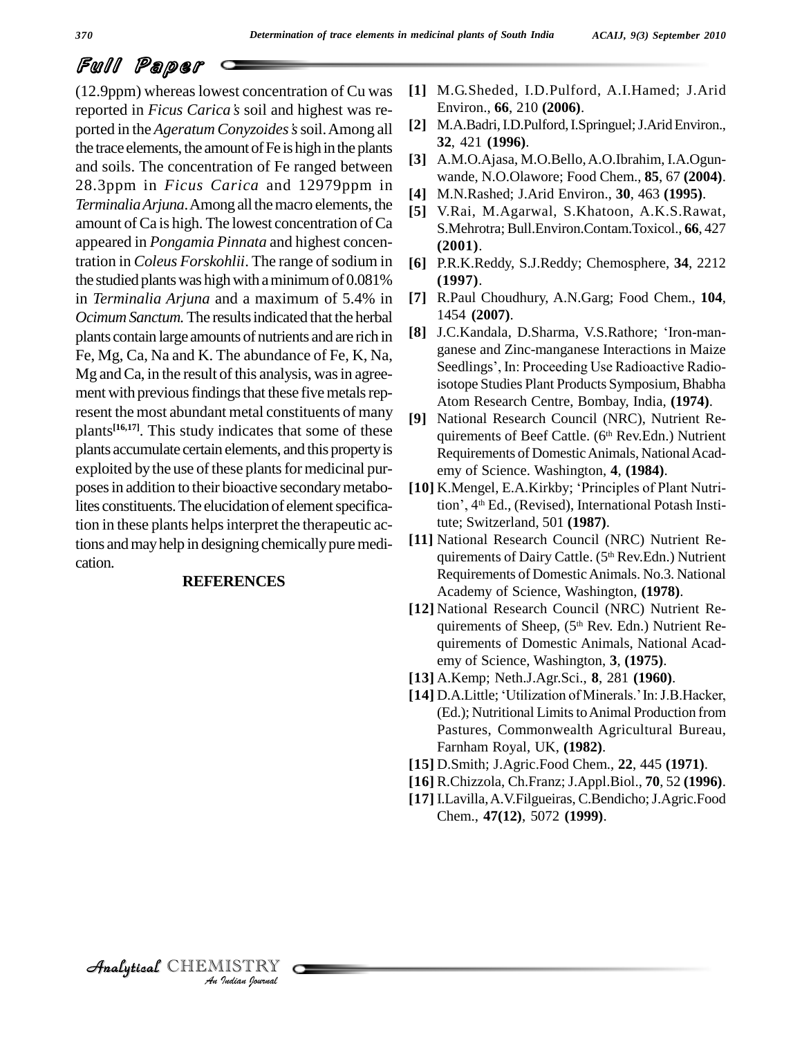(12.9ppm) whereas lowest concentration of Cu was reported in *Ficus Carica's* soil and highest was reported in the *Ageratum Conyzoides's* soil. Among all the trace elements, the amount of Fe is high in the plants and soils. The concentration of Fe ranged between 28.3ppm in *Ficus Carica* and 12979ppm in *Terminalia Arjuna*. Among all the macro elements, the amount of Ca is high. The lowest concentration of Ca appeared in *Pongamia Pinnata* and highest concentration in *Coleus Forskohlii*. The range of sodium in the studied plants was high with a minimum of 0.081% in *Terminalia Arjuna* and a maximum of 5.4% in *Ocimum Sanctum.* The results indicated that the herbal plants contain large amounts of nutrients and are rich in Fe, Mg, Ca, Na and K. The abundance of Fe, K, Na, Mg and Ca, in the result of this analysis, was in agreement with previous findings that these five metals represent the most abundant metal constituents of many plants[16,17]. This study indicates that some of these plants accumulate certain elements, and this property is exploited by the use of these plants for medicinal purposes in addition to their bioactive secondary metabolites constituents. The elucidation of element specification in these plants helps interpret the therapeutic actions and may help in designing chemically pure medication.

## REFERENCES

**[1]** M.G.Sheded, I.D.Pulford, A.I.Hamed; J.Arid Environ., **66**, 210 **(2006)**.

**[2]** M.A.Badri, I.D.Pulford, I.Springuel; J.Arid Environ., **32**, 421 **(1996)**.

**[3]** A.M.O.Ajasa, M.O.Bello, A.O.Ibrahim, I.A.Ogunwande, N.O.Olawore; Food Chem., **85**, 67 **(2004)**.

**[4]** M.N.Rashed; J.Arid Environ., **30**, 463 **(1995)**.

**[5]** V.Rai, M.Agarwal, S.Khatoon, A.K.S.Rawat, S.Mehrotra; Bull.Environ.Contam.Toxicol., **66**, 427 **(2001)**.

**[6]** P.R.K.Reddy, S.J.Reddy; Chemosphere, **34**, 2212 **(1997)**.

**[7]** R.Paul Choudhury, A.N.Garg; Food Chem., **104**, 1454 **(2007)**.

**[8]** J.C.Kandala, D.Sharma, V.S.Rathore; 'Iron-manganese and Zinc-manganese Interactions in Maize Seedlings', In: Proceeding Use Radioactive Radioisotope Studies Plant Products Symposium, Bhabha Atom Research Centre, Bombay, India, **(1974)**.

**[9]** National Research Council (NRC), Nutrient Requirements of Beef Cattle. (6th Rev.Edn.) Nutrient Requirements of Domestic Animals, National Academy of Science. Washington, **4**, **(1984)**.

**[10]** K.Mengel, E.A.Kirkby; 'Principles of Plant Nutrition', 4th Ed., (Revised), International Potash Institute; Switzerland, 501 **(1987)**.

**[11]** National Research Council (NRC) Nutrient Requirements of Dairy Cattle. (5th Rev.Edn.) Nutrient Requirements of Domestic Animals. No.3. National Academy of Science, Washington, **(1978)**.

**[12]** National Research Council (NRC) Nutrient Requirements of Sheep, (5th Rev. Edn.) Nutrient Requirements of Domestic Animals, National Academy of Science, Washington, **3**, **(1975)**.

**[13]** A.Kemp; Neth.J.Agr.Sci., **8**, 281 **(1960)**.

**[14]** D.A.Little; 'Utilization of Minerals.' In: J.B.Hacker, (Ed.); Nutritional Limits to Animal Production from Pastures, Commonwealth Agricultural Bureau, Farnham Royal, UK, **(1982)**.

**[15]** D.Smith; J.Agric.Food Chem., **22**, 445 **(1971)**.

**[16]** R.Chizzola, Ch.Franz; J.Appl.Biol., **70**, 52 **(1996)**.

**[17]** I.Lavilla, A.V.Filgueiras, C.Bendicho; J.Agric.Food Chem., **47(12)**, 5072 **(1999)**.